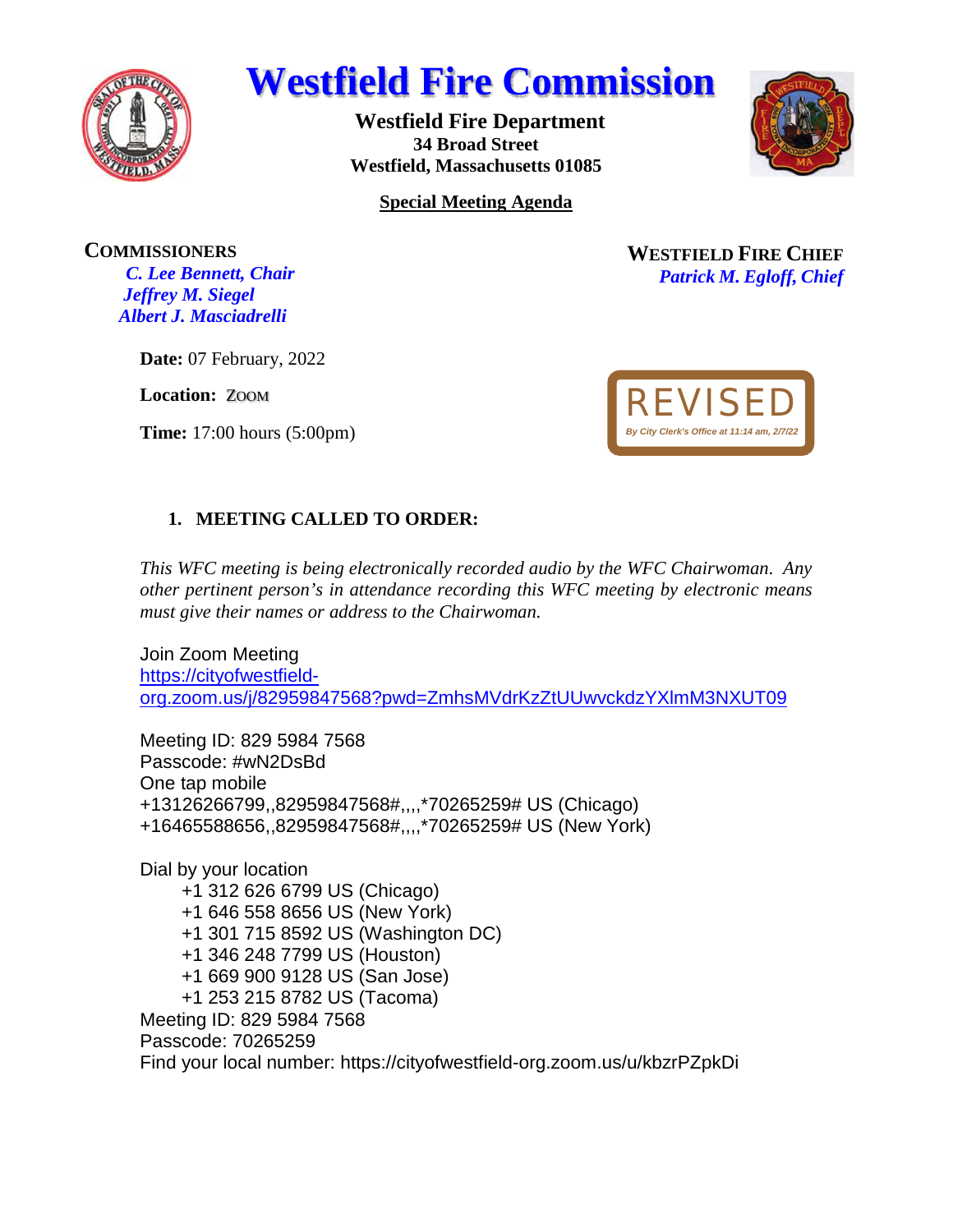# Westfield Fire Commission

**Westfield Fire Department**
**34 Broad Street**
**Westfield, Massachusetts 01085**

**Special Meeting Agenda**

**COMMISSIONERS**
***C. Lee Bennett, Chair***
***Jeffrey M. Siegel***
***Albert J. Masciadrelli***

**WESTFIELD FIRE CHIEF**
***Patrick M. Egloff, Chief***

**Date:** 07 February, 2022

**Location:** ZOOM

**Time:** 17:00 hours (5:00pm)

REVISED
*By City Clerk's Office at 11:14 am, 2/7/22*

1. **MEETING CALLED TO ORDER:**

*This WFC meeting is being electronically recorded audio by the WFC Chairwoman. Any other pertinent person's in attendance recording this WFC meeting by electronic means must give their names or address to the Chairwoman.*

Join Zoom Meeting
https://cityofwestfield-org.zoom.us/j/82959847568?pwd=ZmhsMVdrKzZtUUwvckdzYXlmM3NXUT09

Meeting ID: 829 5984 7568
Passcode: #wN2DsBd
One tap mobile
+13126266799,,82959847568#,,,,*70265259# US (Chicago)
+16465588656,,82959847568#,,,,*70265259# US (New York)

Dial by your location
+1 312 626 6799 US (Chicago)
+1 646 558 8656 US (New York)
+1 301 715 8592 US (Washington DC)
+1 346 248 7799 US (Houston)
+1 669 900 9128 US (San Jose)
+1 253 215 8782 US (Tacoma)
Meeting ID: 829 5984 7568
Passcode: 70265259
Find your local number: https://cityofwestfield-org.zoom.us/u/kbzrPZpkDi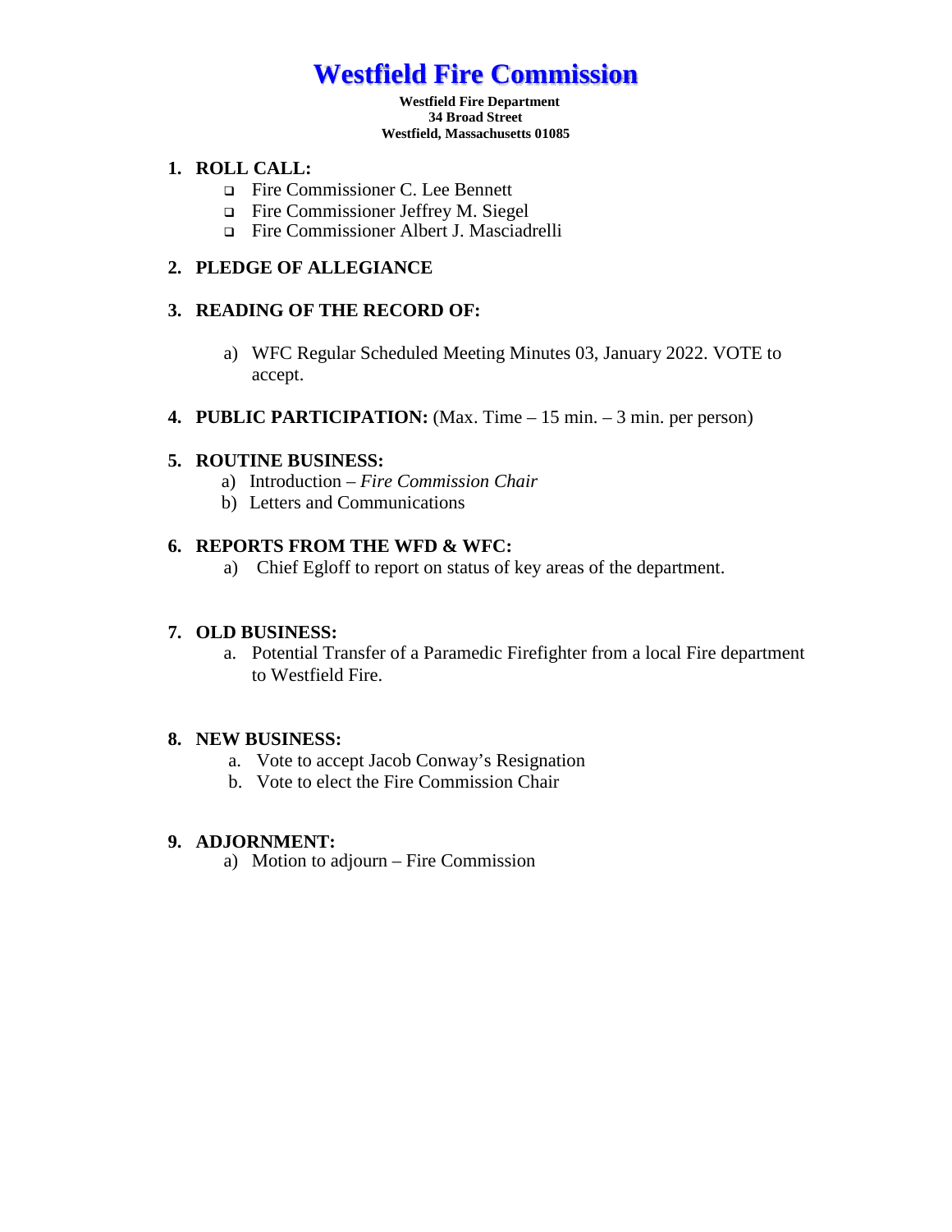# Westfield Fire Commission

**Westfield Fire Department**
**34 Broad Street**
**Westfield, Massachusetts 01085**

1. **ROLL CALL:**
   - Fire Commissioner C. Lee Bennett
   - Fire Commissioner Jeffrey M. Siegel
   - Fire Commissioner Albert J. Masciadrelli

2. **PLEDGE OF ALLEGIANCE**

3. **READING OF THE RECORD OF:**

   a) WFC Regular Scheduled Meeting Minutes 03, January 2022. VOTE to accept.

4. **PUBLIC PARTICIPATION:** (Max. Time – 15 min. – 3 min. per person)

5. **ROUTINE BUSINESS:**

   a) Introduction – *Fire Commission Chair*
   b) Letters and Communications

6. **REPORTS FROM THE WFD & WFC:**

   a) Chief Egloff to report on status of key areas of the department.

7. **OLD BUSINESS:**

   a. Potential Transfer of a Paramedic Firefighter from a local Fire department to Westfield Fire.

8. **NEW BUSINESS:**

   a. Vote to accept Jacob Conway's Resignation
   b. Vote to elect the Fire Commission Chair

9. **ADJORNMENT:**

   a) Motion to adjourn – Fire Commission